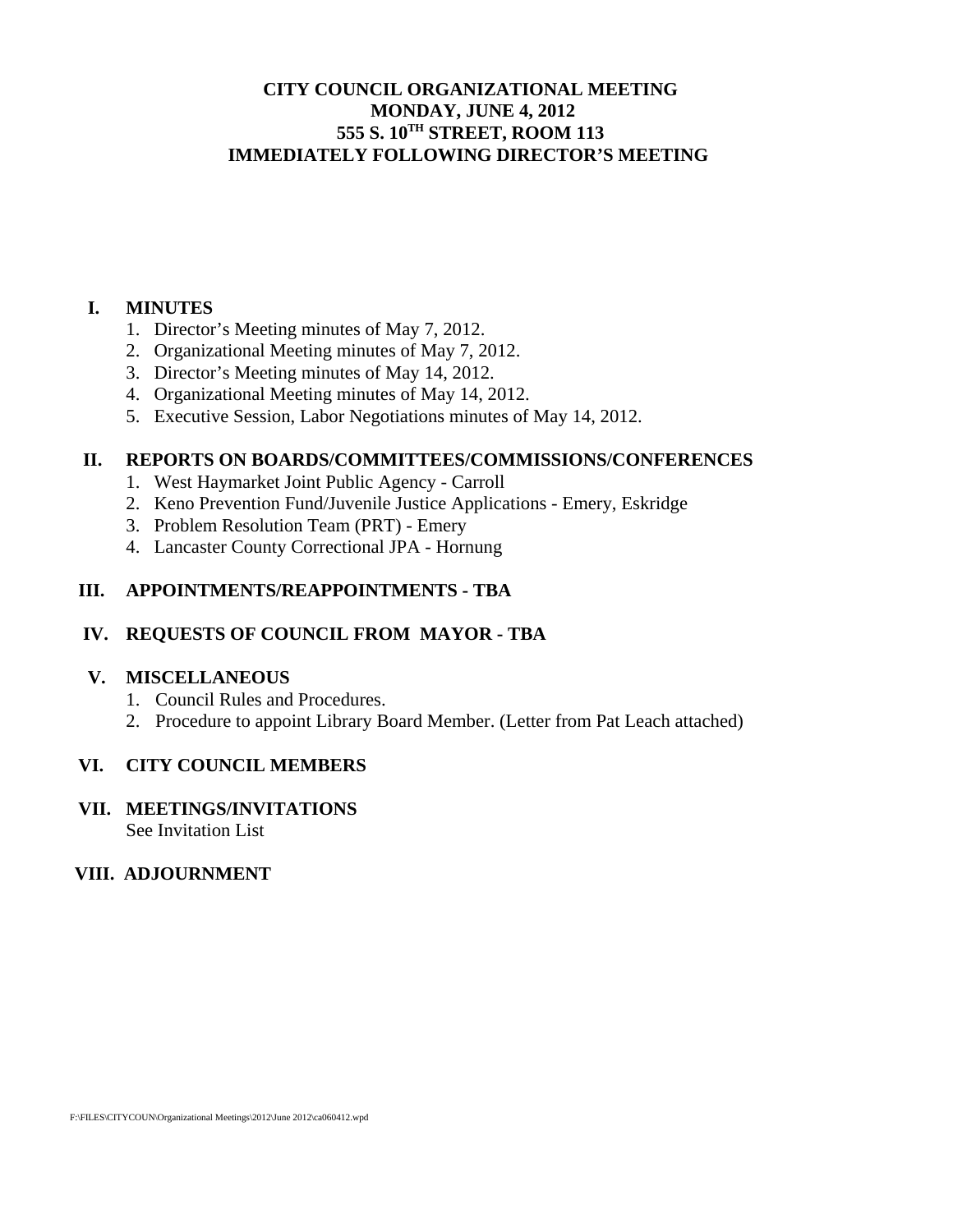# CITY COUNCIL ORGANIZATIONAL MEETING
# MONDAY, JUNE 4, 2012
# 555 S. 10TH STREET, ROOM 113
# IMMEDIATELY FOLLOWING DIRECTOR'S MEETING

## I. MINUTES

1. Director's Meeting minutes of May 7, 2012.
2. Organizational Meeting minutes of May 7, 2012.
3. Director's Meeting minutes of May 14, 2012.
4. Organizational Meeting minutes of May 14, 2012.
5. Executive Session, Labor Negotiations minutes of May 14, 2012.

## II. REPORTS ON BOARDS/COMMITTEES/COMMISSIONS/CONFERENCES

1. West Haymarket Joint Public Agency - Carroll
2. Keno Prevention Fund/Juvenile Justice Applications - Emery, Eskridge
3. Problem Resolution Team (PRT) - Emery
4. Lancaster County Correctional JPA - Hornung

## III. APPOINTMENTS/REAPPOINTMENTS - TBA

## IV. REQUESTS OF COUNCIL FROM MAYOR - TBA

## V. MISCELLANEOUS

1. Council Rules and Procedures.
2. Procedure to appoint Library Board Member. (Letter from Pat Leach attached)

## VI. CITY COUNCIL MEMBERS

## VII. MEETINGS/INVITATIONS

See Invitation List

## VIII. ADJOURNMENT

F:\FILES\CITYCOUN\Organizational Meetings\2012\June 2012\ca060412.wpd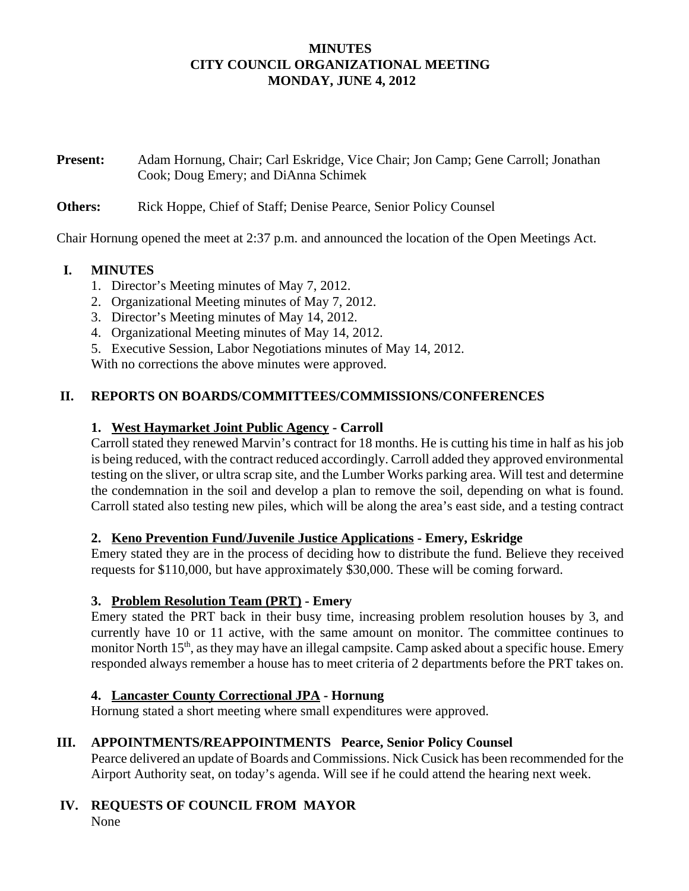# MINUTES
# CITY COUNCIL ORGANIZATIONAL MEETING
# MONDAY, JUNE 4, 2012

**Present:** Adam Hornung, Chair; Carl Eskridge, Vice Chair; Jon Camp; Gene Carroll; Jonathan Cook; Doug Emery; and DiAnna Schimek

**Others:** Rick Hoppe, Chief of Staff; Denise Pearce, Senior Policy Counsel

Chair Hornung opened the meet at 2:37 p.m. and announced the location of the Open Meetings Act.

## I. MINUTES

1. Director's Meeting minutes of May 7, 2012.
2. Organizational Meeting minutes of May 7, 2012.
3. Director's Meeting minutes of May 14, 2012.
4. Organizational Meeting minutes of May 14, 2012.
5. Executive Session, Labor Negotiations minutes of May 14, 2012.

With no corrections the above minutes were approved.

## II. REPORTS ON BOARDS/COMMITTEES/COMMISSIONS/CONFERENCES

### 1. West Haymarket Joint Public Agency - Carroll

Carroll stated they renewed Marvin's contract for 18 months. He is cutting his time in half as his job is being reduced, with the contract reduced accordingly. Carroll added they approved environmental testing on the sliver, or ultra scrap site, and the Lumber Works parking area. Will test and determine the condemnation in the soil and develop a plan to remove the soil, depending on what is found. Carroll stated also testing new piles, which will be along the area's east side, and a testing contract

### 2. Keno Prevention Fund/Juvenile Justice Applications - Emery, Eskridge

Emery stated they are in the process of deciding how to distribute the fund. Believe they received requests for $110,000, but have approximately $30,000. These will be coming forward.

### 3. Problem Resolution Team (PRT) - Emery

Emery stated the PRT back in their busy time, increasing problem resolution houses by 3, and currently have 10 or 11 active, with the same amount on monitor. The committee continues to monitor North 15th, as they may have an illegal campsite. Camp asked about a specific house. Emery responded always remember a house has to meet criteria of 2 departments before the PRT takes on.

### 4. Lancaster County Correctional JPA - Hornung

Hornung stated a short meeting where small expenditures were approved.

## III. APPOINTMENTS/REAPPOINTMENTS Pearce, Senior Policy Counsel

Pearce delivered an update of Boards and Commissions. Nick Cusick has been recommended for the Airport Authority seat, on today's agenda. Will see if he could attend the hearing next week.

## IV. REQUESTS OF COUNCIL FROM MAYOR

None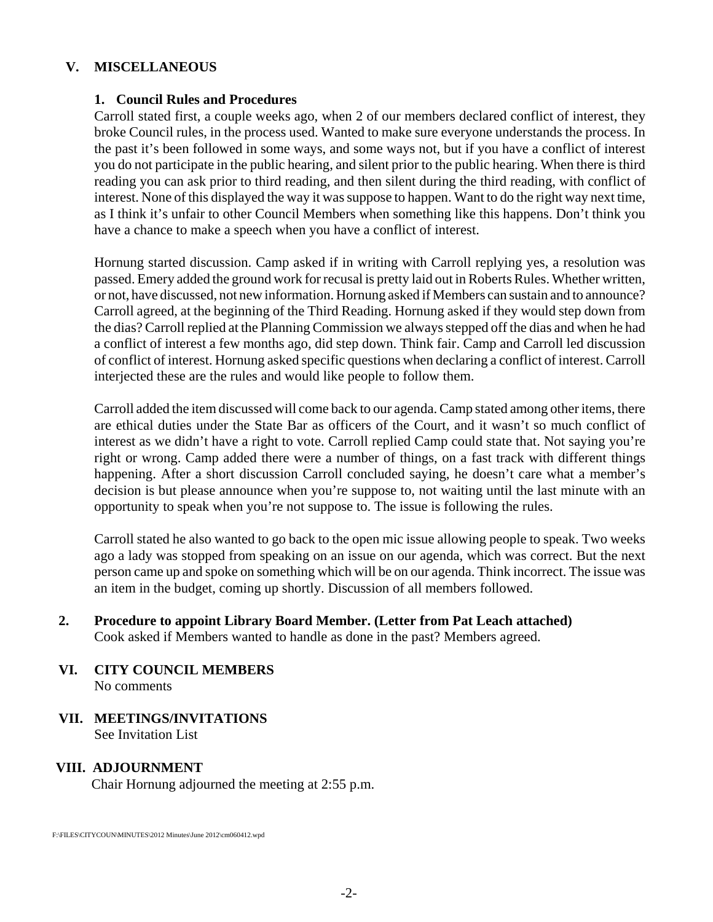## V. MISCELLANEOUS

### 1. Council Rules and Procedures

Carroll stated first, a couple weeks ago, when 2 of our members declared conflict of interest, they broke Council rules, in the process used. Wanted to make sure everyone understands the process. In the past it's been followed in some ways, and some ways not, but if you have a conflict of interest you do not participate in the public hearing, and silent prior to the public hearing. When there is third reading you can ask prior to third reading, and then silent during the third reading, with conflict of interest. None of this displayed the way it was suppose to happen. Want to do the right way next time, as I think it's unfair to other Council Members when something like this happens. Don't think you have a chance to make a speech when you have a conflict of interest.

Hornung started discussion. Camp asked if in writing with Carroll replying yes, a resolution was passed. Emery added the ground work for recusal is pretty laid out in Roberts Rules. Whether written, or not, have discussed, not new information. Hornung asked if Members can sustain and to announce? Carroll agreed, at the beginning of the Third Reading. Hornung asked if they would step down from the dias? Carroll replied at the Planning Commission we always stepped off the dias and when he had a conflict of interest a few months ago, did step down. Think fair. Camp and Carroll led discussion of conflict of interest. Hornung asked specific questions when declaring a conflict of interest. Carroll interjected these are the rules and would like people to follow them.

Carroll added the item discussed will come back to our agenda. Camp stated among other items, there are ethical duties under the State Bar as officers of the Court, and it wasn't so much conflict of interest as we didn't have a right to vote. Carroll replied Camp could state that. Not saying you're right or wrong. Camp added there were a number of things, on a fast track with different things happening. After a short discussion Carroll concluded saying, he doesn't care what a member's decision is but please announce when you're suppose to, not waiting until the last minute with an opportunity to speak when you're not suppose to. The issue is following the rules.

Carroll stated he also wanted to go back to the open mic issue allowing people to speak. Two weeks ago a lady was stopped from speaking on an issue on our agenda, which was correct. But the next person came up and spoke on something which will be on our agenda. Think incorrect. The issue was an item in the budget, coming up shortly. Discussion of all members followed.

### 2. Procedure to appoint Library Board Member. (Letter from Pat Leach attached)

Cook asked if Members wanted to handle as done in the past? Members agreed.

## VI. CITY COUNCIL MEMBERS

No comments

## VII. MEETINGS/INVITATIONS

See Invitation List

## VIII. ADJOURNMENT

Chair Hornung adjourned the meeting at 2:55 p.m.

F:\FILES\CITYCOUN\MINUTES\2012 Minutes\June 2012\cm060412.wpd